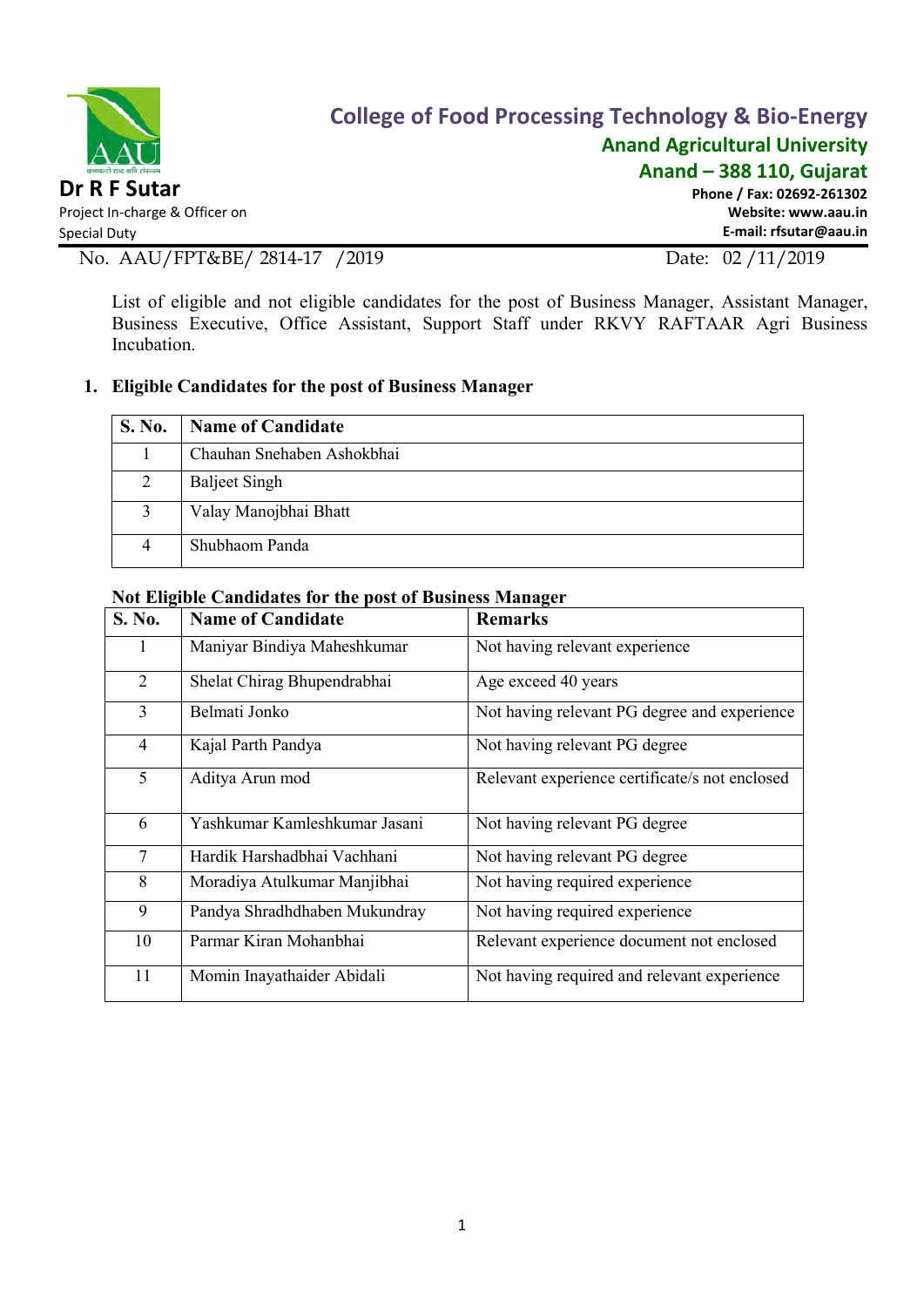**College of Food Processing Technology & Bio-Energy**
**Anand Agricultural University**
**Anand – 388 110, Gujarat**
**Phone / Fax: 02692-261302**
**Website: www.aau.in**
**E-mail: rfsutar@aau.in**

**Dr R F Sutar**
Project In-charge & Officer on Special Duty

No. AAU/FPT&BE/ 2814-17 /2019 Date: 02 /11/2019

List of eligible and not eligible candidates for the post of Business Manager, Assistant Manager, Business Executive, Office Assistant, Support Staff under RKVY RAFTAAR Agri Business Incubation.

## 1. Eligible Candidates for the post of Business Manager

| S. No. | Name of Candidate |
|---|---|
| 1 | Chauhan Snehaben Ashokbhai |
| 2 | Baljeet Singh |
| 3 | Valay Manojbhai Bhatt |
| 4 | Shubhaom Panda |

**Not Eligible Candidates for the post of Business Manager**

| S. No. | Name of Candidate | Remarks |
|---|---|---|
| 1 | Maniyar Bindiya Maheshkumar | Not having relevant experience |
| 2 | Shelat Chirag Bhupendrabhai | Age exceed 40 years |
| 3 | Belmati Jonko | Not having relevant PG degree and experience |
| 4 | Kajal Parth Pandya | Not having relevant PG degree |
| 5 | Aditya Arun mod | Relevant experience certificate/s not enclosed |
| 6 | Yashkumar Kamleshkumar Jasani | Not having relevant PG degree |
| 7 | Hardik Harshadbhai Vachhani | Not having relevant PG degree |
| 8 | Moradiya Atulkumar Manjibhai | Not having required experience |
| 9 | Pandya Shradhdhaben Mukundray | Not having required experience |
| 10 | Parmar Kiran Mohanbhai | Relevant experience document not enclosed |
| 11 | Momin Inayathaider Abidali | Not having required and relevant experience |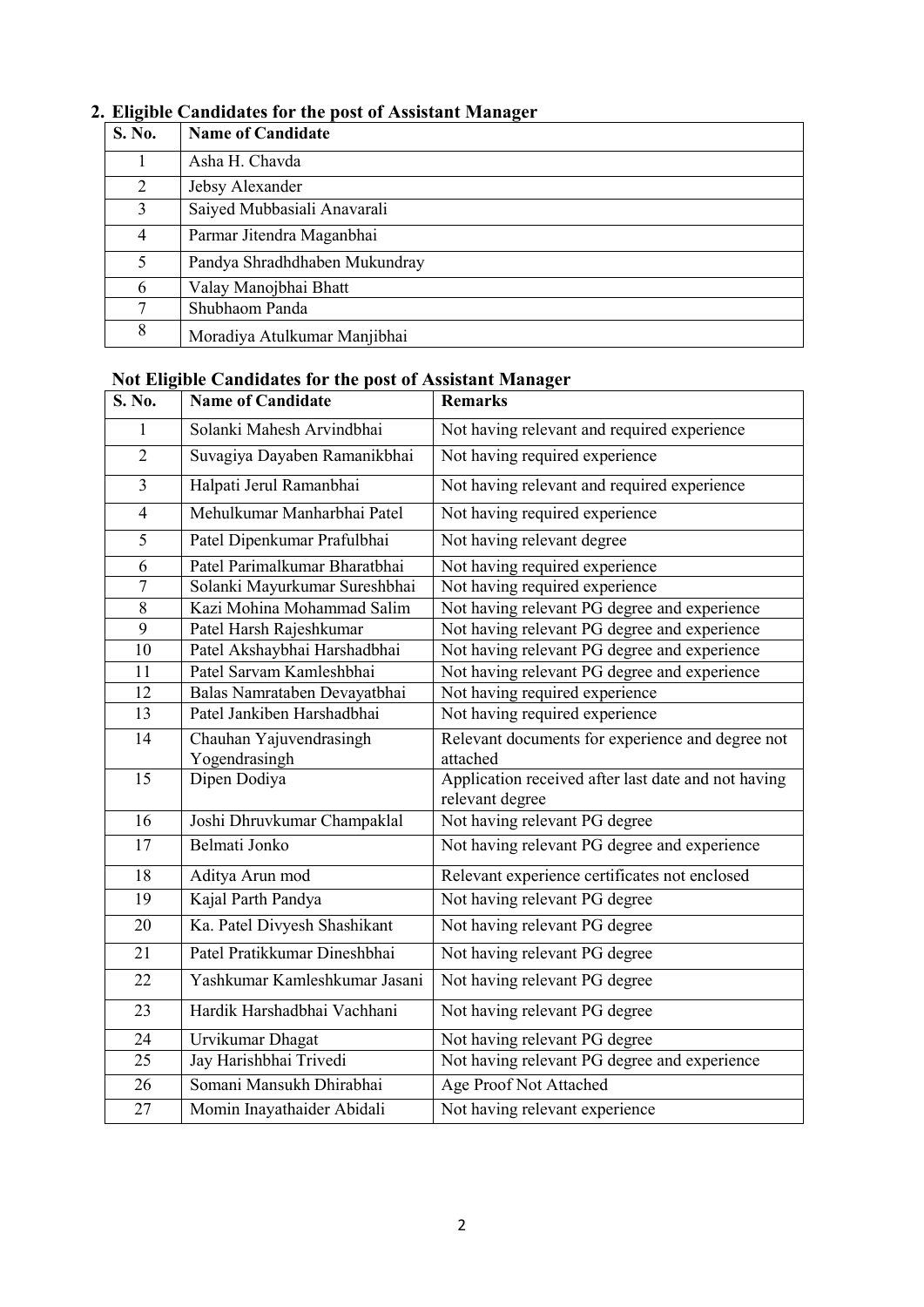## 2. Eligible Candidates for the post of Assistant Manager

| S. No. | Name of Candidate |
|---|---|
| 1 | Asha H. Chavda |
| 2 | Jebsy Alexander |
| 3 | Saiyed Mubbasiali Anavarali |
| 4 | Parmar Jitendra Maganbhai |
| 5 | Pandya Shradhdhaben Mukundray |
| 6 | Valay Manojbhai Bhatt |
| 7 | Shubhaom Panda |
| 8 | Moradiya Atulkumar Manjibhai |

### Not Eligible Candidates for the post of Assistant Manager

| S. No. | Name of Candidate | Remarks |
|---|---|---|
| 1 | Solanki Mahesh Arvindbhai | Not having relevant and required experience |
| 2 | Suvagiya Dayaben Ramanikbhai | Not having required experience |
| 3 | Halpati Jerul Ramanbhai | Not having relevant and required experience |
| 4 | Mehulkumar Manharbhai Patel | Not having required experience |
| 5 | Patel Dipenkumar Prafulbhai | Not having relevant degree |
| 6 | Patel Parimalkumar Bharatbhai | Not having required experience |
| 7 | Solanki Mayurkumar Sureshbhai | Not having required experience |
| 8 | Kazi Mohina Mohammad Salim | Not having relevant PG degree and experience |
| 9 | Patel Harsh Rajeshkumar | Not having relevant PG degree and experience |
| 10 | Patel Akshaybhai Harshadbhai | Not having relevant PG degree and experience |
| 11 | Patel Sarvam Kamleshbhai | Not having relevant PG degree and experience |
| 12 | Balas Namrataben Devayatbhai | Not having required experience |
| 13 | Patel Jankiben Harshadbhai | Not having required experience |
| 14 | Chauhan Yajuvendrasingh Yogendrasingh | Relevant documents for experience and degree not attached |
| 15 | Dipen Dodiya | Application received after last date and not having relevant degree |
| 16 | Joshi Dhruvkumar Champaklal | Not having relevant PG degree |
| 17 | Belmati Jonko | Not having relevant PG degree and experience |
| 18 | Aditya Arun mod | Relevant experience certificates not enclosed |
| 19 | Kajal Parth Pandya | Not having relevant PG degree |
| 20 | Ka. Patel Divyesh Shashikant | Not having relevant PG degree |
| 21 | Patel Pratikkumar Dineshbhai | Not having relevant PG degree |
| 22 | Yashkumar Kamleshkumar Jasani | Not having relevant PG degree |
| 23 | Hardik Harshadbhai Vachhani | Not having relevant PG degree |
| 24 | Urvikumar Dhagat | Not having relevant PG degree |
| 25 | Jay Harishbhai Trivedi | Not having relevant PG degree and experience |
| 26 | Somani Mansukh Dhirabhai | Age Proof Not Attached |
| 27 | Momin Inayathaider Abidali | Not having relevant experience |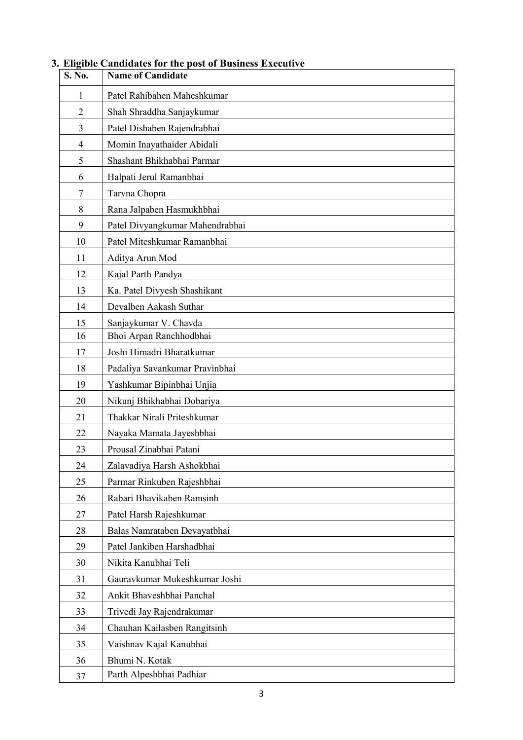### 3. Eligible Candidates for the post of Business Executive

| S. No. | Name of Candidate |
|---|---|
| 1 | Patel Rahibahen Maheshkumar |
| 2 | Shah Shraddha Sanjaykumar |
| 3 | Patel Dishaben Rajendrabhai |
| 4 | Momin Inayathaider Abidali |
| 5 | Shashant Bhikhabhai Parmar |
| 6 | Halpati Jerul Ramanbhai |
| 7 | Tarvna Chopra |
| 8 | Rana Jalpaben Hasmukhbhai |
| 9 | Patel Divyangkumar Mahendrabhai |
| 10 | Patel Miteshkumar Ramanbhai |
| 11 | Aditya Arun Mod |
| 12 | Kajal Parth Pandya |
| 13 | Ka. Patel Divyesh Shashikant |
| 14 | Devalben Aakash Suthar |
| 15 | Sanjaykumar V. Chavda |
| 16 | Bhoi Arpan Ranchhodbhai |
| 17 | Joshi Himadri Bharatkumar |
| 18 | Padaliya Savankumar Pravinbhai |
| 19 | Yashkumar Bipinbhai Unjia |
| 20 | Nikunj Bhikhabhai Dobariya |
| 21 | Thakkar Nirali Priteshkumar |
| 22 | Nayaka Mamata Jayeshbhai |
| 23 | Prousal Zinabhai Patani |
| 24 | Zalavadiya Harsh Ashokbhai |
| 25 | Parmar Rinkuben Rajeshbhai |
| 26 | Rabari Bhavikaben Ramsinh |
| 27 | Patel Harsh Rajeshkumar |
| 28 | Balas Namrataben Devayatbhai |
| 29 | Patel Jankiben Harshadbhai |
| 30 | Nikita Kanubhai Teli |
| 31 | Gauravkumar Mukeshkumar Joshi |
| 32 | Ankit Bhaveshbhai Panchal |
| 33 | Trivedi Jay Rajendrakumar |
| 34 | Chauhan Kailasben Rangitsinh |
| 35 | Vaishnav Kajal Kanubhai |
| 36 | Bhumi N. Kotak |
| 37 | Parth Alpeshbhai Padhiar |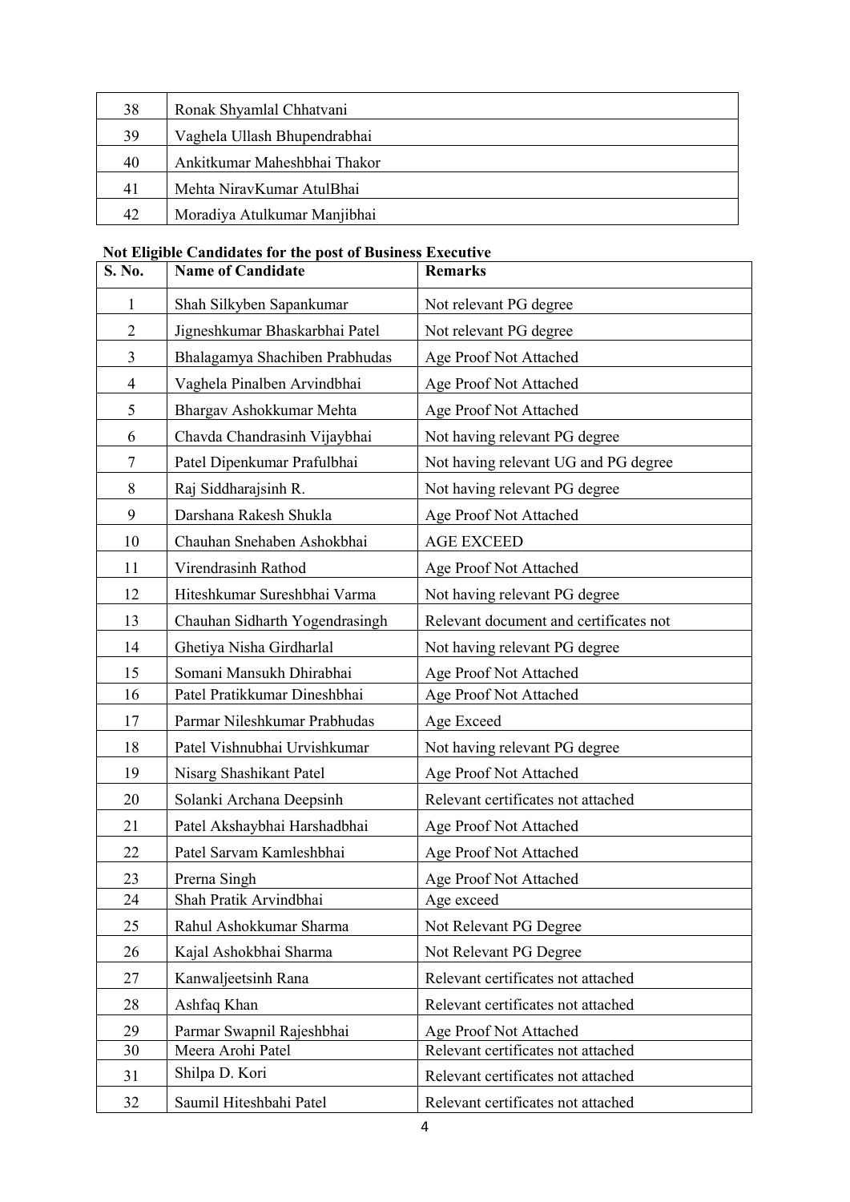| | |
|---|---|
| 38 | Ronak Shyamlal Chhatvani |
| 39 | Vaghela Ullash Bhupendrabhai |
| 40 | Ankitkumar Maheshbhai Thakor |
| 41 | Mehta NiravKumar AtulBhai |
| 42 | Moradiya Atulkumar Manjibhai |

**Not Eligible Candidates for the post of Business Executive**

| S. No. | Name of Candidate | Remarks |
|---|---|---|
| 1 | Shah Silkyben Sapankumar | Not relevant PG degree |
| 2 | Jigneshkumar Bhaskarbhai Patel | Not relevant PG degree |
| 3 | Bhalagamya Shachiben Prabhudas | Age Proof Not Attached |
| 4 | Vaghela Pinalben Arvindbhai | Age Proof Not Attached |
| 5 | Bhargav Ashokkumar Mehta | Age Proof Not Attached |
| 6 | Chavda Chandrasinh Vijaybhai | Not having relevant PG degree |
| 7 | Patel Dipenkumar Prafulbhai | Not having relevant UG and PG degree |
| 8 | Raj Siddharajsinh R. | Not having relevant PG degree |
| 9 | Darshana Rakesh Shukla | Age Proof Not Attached |
| 10 | Chauhan Snehaben Ashokbhai | AGE EXCEED |
| 11 | Virendrasinh Rathod | Age Proof Not Attached |
| 12 | Hiteshkumar Sureshbhai Varma | Not having relevant PG degree |
| 13 | Chauhan Sidharth Yogendrasingh | Relevant document and certificates not |
| 14 | Ghetiya Nisha Girdharlal | Not having relevant PG degree |
| 15 | Somani Mansukh Dhirabhai | Age Proof Not Attached |
| 16 | Patel Pratikkumar Dineshbhai | Age Proof Not Attached |
| 17 | Parmar Nileshkumar Prabhudas | Age Exceed |
| 18 | Patel Vishnubhai Urvishkumar | Not having relevant PG degree |
| 19 | Nisarg Shashikant Patel | Age Proof Not Attached |
| 20 | Solanki Archana Deepsinh | Relevant certificates not attached |
| 21 | Patel Akshaybhai Harshadbhai | Age Proof Not Attached |
| 22 | Patel Sarvam Kamleshbhai | Age Proof Not Attached |
| 23 | Prerna Singh | Age Proof Not Attached |
| 24 | Shah Pratik Arvindbhai | Age exceed |
| 25 | Rahul Ashokkumar Sharma | Not Relevant PG Degree |
| 26 | Kajal Ashokbhai Sharma | Not Relevant PG Degree |
| 27 | Kanwaljeetsinh Rana | Relevant certificates not attached |
| 28 | Ashfaq Khan | Relevant certificates not attached |
| 29 | Parmar Swapnil Rajeshbhai | Age Proof Not Attached |
| 30 | Meera Arohi Patel | Relevant certificates not attached |
| 31 | Shilpa D. Kori | Relevant certificates not attached |
| 32 | Saumil Hiteshbahi Patel | Relevant certificates not attached |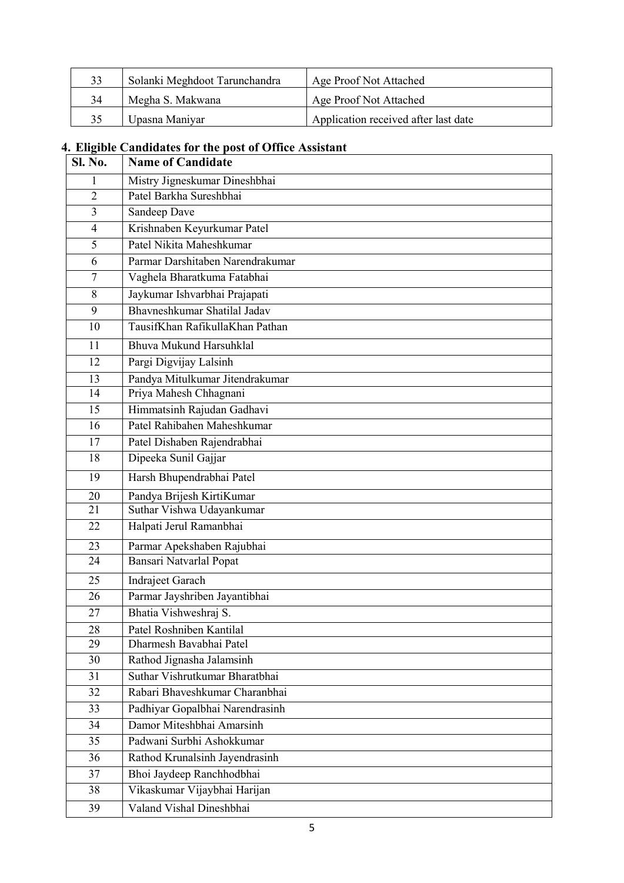| 33 | Solanki Meghdoot Tarunchandra | Age Proof Not Attached |
|---|---|---|
| 34 | Megha S. Makwana | Age Proof Not Attached |
| 35 | Upasna Maniyar | Application received after last date |

## 4. Eligible Candidates for the post of Office Assistant

| Sl. No. | Name of Candidate |
|---|---|
| 1 | Mistry Jigneskumar Dineshbhai |
| 2 | Patel Barkha Sureshbhai |
| 3 | Sandeep Dave |
| 4 | Krishnaben Keyurkumar Patel |
| 5 | Patel Nikita Maheshkumar |
| 6 | Parmar Darshitaben Narendrakumar |
| 7 | Vaghela Bharatkuma Fatabhai |
| 8 | Jaykumar Ishvarbhai Prajapati |
| 9 | Bhavneshkumar Shatilal Jadav |
| 10 | TausifKhan RafikullaKhan Pathan |
| 11 | Bhuva Mukund Harsuhklal |
| 12 | Pargi Digvijay Lalsinh |
| 13 | Pandya Mitulkumar Jitendrakumar |
| 14 | Priya Mahesh Chhagnani |
| 15 | Himmatsinh Rajudan Gadhavi |
| 16 | Patel Rahibahen Maheshkumar |
| 17 | Patel Dishaben Rajendrabhai |
| 18 | Dipeeka Sunil Gajjar |
| 19 | Harsh Bhupendrabhai Patel |
| 20 | Pandya Brijesh KirtiKumar |
| 21 | Suthar Vishwa Udayankumar |
| 22 | Halpati Jerul Ramanbhai |
| 23 | Parmar Apekshaben Rajubhai |
| 24 | Bansari Natvarlal Popat |
| 25 | Indrajeet Garach |
| 26 | Parmar Jayshriben Jayantibhai |
| 27 | Bhatia Vishweshraj S. |
| 28 | Patel Roshniben Kantilal |
| 29 | Dharmesh Bavabhai Patel |
| 30 | Rathod Jignasha Jalamsinh |
| 31 | Suthar Vishrutkumar Bharatbhai |
| 32 | Rabari Bhaveshkumar Charanbhai |
| 33 | Padhiyar Gopalbhai Narendrasinh |
| 34 | Damor Miteshbhai Amarsinh |
| 35 | Padwani Surbhi Ashokkumar |
| 36 | Rathod Krunalsinh Jayendrasinh |
| 37 | Bhoi Jaydeep Ranchhodbhai |
| 38 | Vikaskumar Vijaybhai Harijan |
| 39 | Valand Vishal Dineshbhai |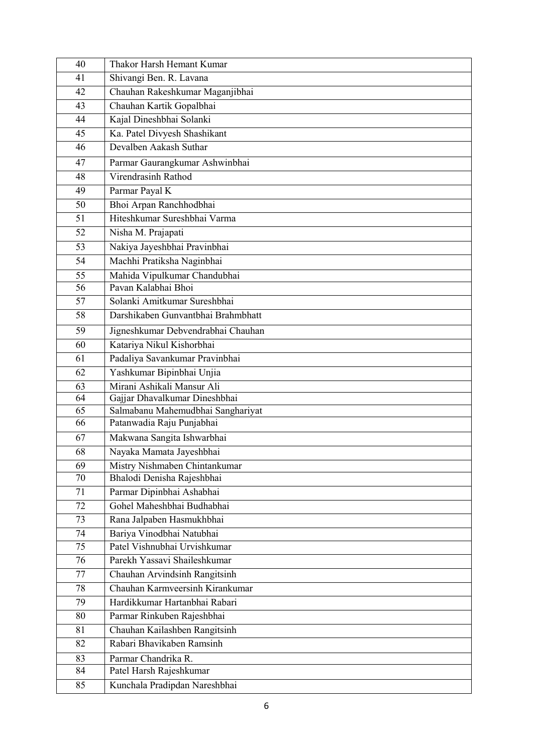| | |
|---|---|
| 40 | Thakor Harsh Hemant Kumar |
| 41 | Shivangi Ben. R. Lavana |
| 42 | Chauhan Rakeshkumar Maganjibhai |
| 43 | Chauhan Kartik Gopalbhai |
| 44 | Kajal Dineshbhai Solanki |
| 45 | Ka. Patel Divyesh Shashikant |
| 46 | Devalben Aakash Suthar |
| 47 | Parmar Gaurangkumar Ashwinbhai |
| 48 | Virendrasinh Rathod |
| 49 | Parmar Payal K |
| 50 | Bhoi Arpan Ranchhodbhai |
| 51 | Hiteshkumar Sureshbhai Varma |
| 52 | Nisha M. Prajapati |
| 53 | Nakiya Jayeshbhai Pravinbhai |
| 54 | Machhi Pratiksha Naginbhai |
| 55 | Mahida Vipulkumar Chandubhai |
| 56 | Pavan Kalabhai Bhoi |
| 57 | Solanki Amitkumar Sureshbhai |
| 58 | Darshikaben Gunvantbhai Brahmbhatt |
| 59 | Jigneshkumar Debvendrabhai Chauhan |
| 60 | Katariya Nikul Kishorbhai |
| 61 | Padaliya Savankumar Pravinbhai |
| 62 | Yashkumar Bipinbhai Unjia |
| 63 | Mirani Ashikali Mansur Ali |
| 64 | Gajjar Dhavalkumar Dineshbhai |
| 65 | Salmabanu Mahemudbhai Sanghariyat |
| 66 | Patanwadia Raju Punjabhai |
| 67 | Makwana Sangita Ishwarbhai |
| 68 | Nayaka Mamata Jayeshbhai |
| 69 | Mistry Nishmaben Chintankumar |
| 70 | Bhalodi Denisha Rajeshbhai |
| 71 | Parmar Dipinbhai Ashabhai |
| 72 | Gohel Maheshbhai Budhabhai |
| 73 | Rana Jalpaben Hasmukhbhai |
| 74 | Bariya Vinodbhai Natubhai |
| 75 | Patel Vishnubhai Urvishkumar |
| 76 | Parekh Yassavi Shaileshkumar |
| 77 | Chauhan Arvindsinh Rangitsinh |
| 78 | Chauhan Karmveersinh Kirankumar |
| 79 | Hardikkumar Hartanbhai Rabari |
| 80 | Parmar Rinkuben Rajeshbhai |
| 81 | Chauhan Kailashben Rangitsinh |
| 82 | Rabari Bhavikaben Ramsinh |
| 83 | Parmar Chandrika R. |
| 84 | Patel Harsh Rajeshkumar |
| 85 | Kunchala Pradipdan Nareshbhai |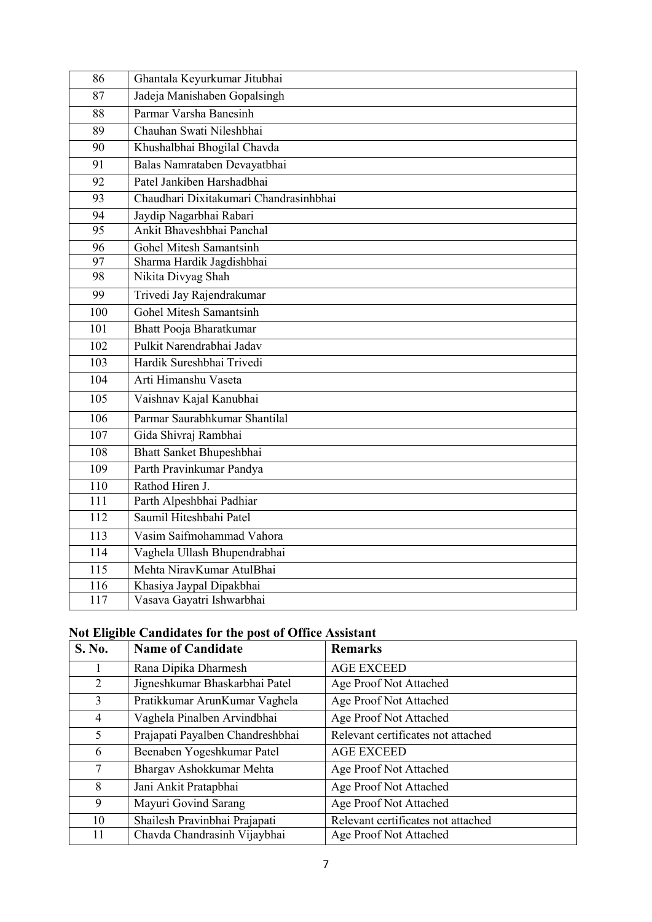| | |
|---|---|
| 86 | Ghantala Keyurkumar Jitubhai |
| 87 | Jadeja Manishaben Gopalsingh |
| 88 | Parmar Varsha Banesinh |
| 89 | Chauhan Swati Nileshbhai |
| 90 | Khushalbhai Bhogilal Chavda |
| 91 | Balas Namrataben Devayatbhai |
| 92 | Patel Jankiben Harshadbhai |
| 93 | Chaudhari Dixitakumari Chandrasinhbhai |
| 94 | Jaydip Nagarbhai Rabari |
| 95 | Ankit Bhaveshbhai Panchal |
| 96 | Gohel Mitesh Samantsinh |
| 97 | Sharma Hardik Jagdishbhai |
| 98 | Nikita Divyag Shah |
| 99 | Trivedi Jay Rajendrakumar |
| 100 | Gohel Mitesh Samantsinh |
| 101 | Bhatt Pooja Bharatkumar |
| 102 | Pulkit Narendrabhai Jadav |
| 103 | Hardik Sureshbhai Trivedi |
| 104 | Arti Himanshu Vaseta |
| 105 | Vaishnav Kajal Kanubhai |
| 106 | Parmar Saurabhkumar Shantilal |
| 107 | Gida Shivraj Rambhai |
| 108 | Bhatt Sanket Bhupeshbhai |
| 109 | Parth Pravinkumar Pandya |
| 110 | Rathod Hiren J. |
| 111 | Parth Alpeshbhai Padhiar |
| 112 | Saumil Hiteshbahi Patel |
| 113 | Vasim Saifmohammad Vahora |
| 114 | Vaghela Ullash Bhupendrabhai |
| 115 | Mehta NiravKumar AtulBhai |
| 116 | Khasiya Jaypal Dipakbhai |
| 117 | Vasava Gayatri Ishwarbhai |

## Not Eligible Candidates for the post of Office Assistant

| S. No. | Name of Candidate | Remarks |
|---|---|---|
| 1 | Rana Dipika Dharmesh | AGE EXCEED |
| 2 | Jigneshkumar Bhaskarbhai Patel | Age Proof Not Attached |
| 3 | Pratikkumar ArunKumar Vaghela | Age Proof Not Attached |
| 4 | Vaghela Pinalben Arvindbhai | Age Proof Not Attached |
| 5 | Prajapati Payalben Chandreshbhai | Relevant certificates not attached |
| 6 | Beenaben Yogeshkumar Patel | AGE EXCEED |
| 7 | Bhargav Ashokkumar Mehta | Age Proof Not Attached |
| 8 | Jani Ankit Pratapbhai | Age Proof Not Attached |
| 9 | Mayuri Govind Sarang | Age Proof Not Attached |
| 10 | Shailesh Pravinbhai Prajapati | Relevant certificates not attached |
| 11 | Chavda Chandrasinh Vijaybhai | Age Proof Not Attached |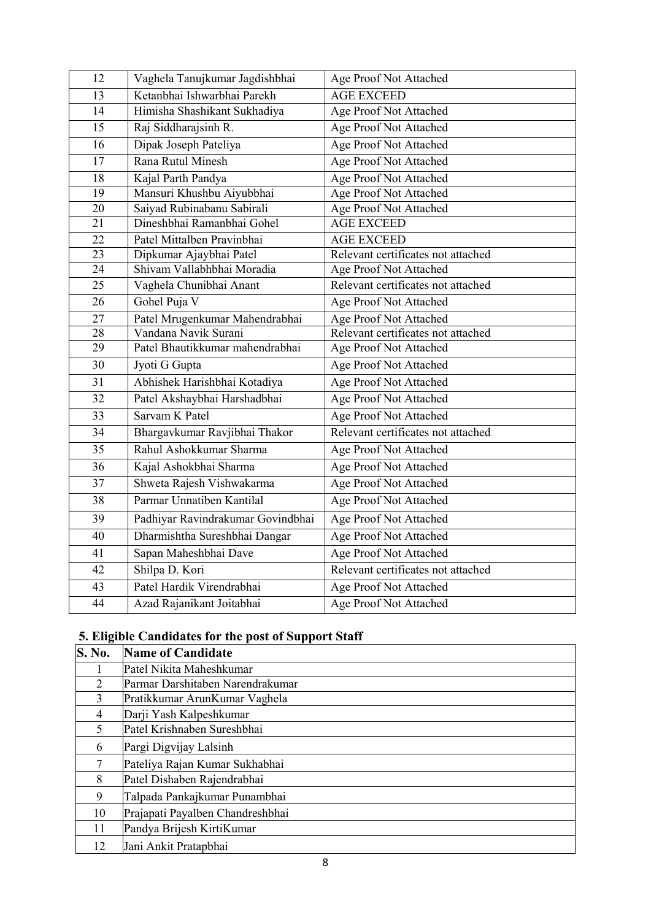| | | |
|---|---|---|
| 12 | Vaghela Tanujkumar Jagdishbhai | Age Proof Not Attached |
| 13 | Ketanbhai Ishwarbhai Parekh | AGE EXCEED |
| 14 | Himisha Shashikant Sukhadiya | Age Proof Not Attached |
| 15 | Raj Siddharajsinh R. | Age Proof Not Attached |
| 16 | Dipak Joseph Pateliya | Age Proof Not Attached |
| 17 | Rana Rutul Minesh | Age Proof Not Attached |
| 18 | Kajal Parth Pandya | Age Proof Not Attached |
| 19 | Mansuri Khushbu Aiyubbhai | Age Proof Not Attached |
| 20 | Saiyad Rubinabanu Sabirali | Age Proof Not Attached |
| 21 | Dineshbhai Ramanbhai Gohel | AGE EXCEED |
| 22 | Patel Mittalben Pravinbhai | AGE EXCEED |
| 23 | Dipkumar Ajaybhai Patel | Relevant certificates not attached |
| 24 | Shivam Vallabhbhai Moradia | Age Proof Not Attached |
| 25 | Vaghela Chunibhai Anant | Relevant certificates not attached |
| 26 | Gohel Puja V | Age Proof Not Attached |
| 27 | Patel Mrugenkumar Mahendrabhai | Age Proof Not Attached |
| 28 | Vandana Navik Surani | Relevant certificates not attached |
| 29 | Patel Bhautikkumar mahendrabhai | Age Proof Not Attached |
| 30 | Jyoti G Gupta | Age Proof Not Attached |
| 31 | Abhishek Harishbhai Kotadiya | Age Proof Not Attached |
| 32 | Patel Akshaybhai Harshadbhai | Age Proof Not Attached |
| 33 | Sarvam K Patel | Age Proof Not Attached |
| 34 | Bhargavkumar Ravjibhai Thakor | Relevant certificates not attached |
| 35 | Rahul Ashokkumar Sharma | Age Proof Not Attached |
| 36 | Kajal Ashokbhai Sharma | Age Proof Not Attached |
| 37 | Shweta Rajesh Vishwakarma | Age Proof Not Attached |
| 38 | Parmar Unnatiben Kantilal | Age Proof Not Attached |
| 39 | Padhiyar Ravindrakumar Govindbhai | Age Proof Not Attached |
| 40 | Dharmishtha Sureshbhai Dangar | Age Proof Not Attached |
| 41 | Sapan Maheshbhai Dave | Age Proof Not Attached |
| 42 | Shilpa D. Kori | Relevant certificates not attached |
| 43 | Patel Hardik Virendrabhai | Age Proof Not Attached |
| 44 | Azad Rajanikant Joitabhai | Age Proof Not Attached |

## 5. Eligible Candidates for the post of Support Staff

| S. No. | Name of Candidate |
|---|---|
| 1 | Patel Nikita Maheshkumar |
| 2 | Parmar Darshitaben Narendrakumar |
| 3 | Pratikkumar ArunKumar Vaghela |
| 4 | Darji Yash Kalpeshkumar |
| 5 | Patel Krishnaben Sureshbhai |
| 6 | Pargi Digvijay Lalsinh |
| 7 | Pateliya Rajan Kumar Sukhabhai |
| 8 | Patel Dishaben Rajendrabhai |
| 9 | Talpada Pankajkumar Punambhai |
| 10 | Prajapati Payalben Chandreshbhai |
| 11 | Pandya Brijesh KirtiKumar |
| 12 | Jani Ankit Pratapbhai |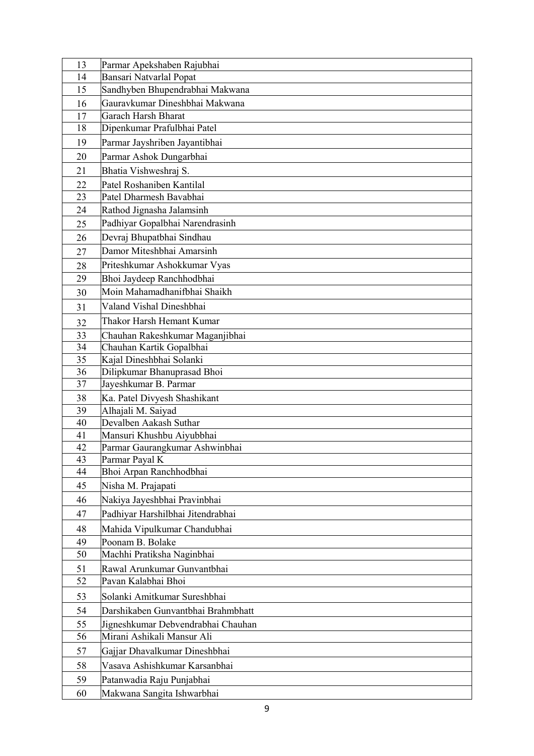| 13 | Parmar Apekshaben Rajubhai |
|---|---|
| 14 | Bansari Natvarlal Popat |
| 15 | Sandhyben Bhupendrabhai Makwana |
| 16 | Gauravkumar Dineshbhai Makwana |
| 17 | Garach Harsh Bharat |
| 18 | Dipenkumar Prafulbhai Patel |
| 19 | Parmar Jayshriben Jayantibhai |
| 20 | Parmar Ashok Dungarbhai |
| 21 | Bhatia Vishweshraj S. |
| 22 | Patel Roshaniben Kantilal |
| 23 | Patel Dharmesh Bavabhai |
| 24 | Rathod Jignasha Jalamsinh |
| 25 | Padhiyar Gopalbhai Narendrasinh |
| 26 | Devraj Bhupatbhai Sindhau |
| 27 | Damor Miteshbhai Amarsinh |
| 28 | Priteshkumar Ashokkumar Vyas |
| 29 | Bhoi Jaydeep Ranchhodbhai |
| 30 | Moin Mahamadhanifbhai Shaikh |
| 31 | Valand Vishal Dineshbhai |
| 32 | Thakor Harsh Hemant Kumar |
| 33 | Chauhan Rakeshkumar Maganjibhai |
| 34 | Chauhan Kartik Gopalbhai |
| 35 | Kajal Dineshbhai Solanki |
| 36 | Dilipkumar Bhanuprasad Bhoi |
| 37 | Jayeshkumar B. Parmar |
| 38 | Ka. Patel Divyesh Shashikant |
| 39 | Alhajali M. Saiyad |
| 40 | Devalben Aakash Suthar |
| 41 | Mansuri Khushbu Aiyubbhai |
| 42 | Parmar Gaurangkumar Ashwinbhai |
| 43 | Parmar Payal K |
| 44 | Bhoi Arpan Ranchhodbhai |
| 45 | Nisha M. Prajapati |
| 46 | Nakiya Jayeshbhai Pravinbhai |
| 47 | Padhiyar Harshilbhai Jitendrabhai |
| 48 | Mahida Vipulkumar Chandubhai |
| 49 | Poonam B. Bolake |
| 50 | Machhi Pratiksha Naginbhai |
| 51 | Rawal Arunkumar Gunvantbhai |
| 52 | Pavan Kalabhai Bhoi |
| 53 | Solanki Amitkumar Sureshbhai |
| 54 | Darshikaben Gunvantbhai Brahmbhatt |
| 55 | Jigneshkumar Debvendrabhai Chauhan |
| 56 | Mirani Ashikali Mansur Ali |
| 57 | Gajjar Dhavalkumar Dineshbhai |
| 58 | Vasava Ashishkumar Karsanbhai |
| 59 | Patanwadia Raju Punjabhai |
| 60 | Makwana Sangita Ishwarbhai |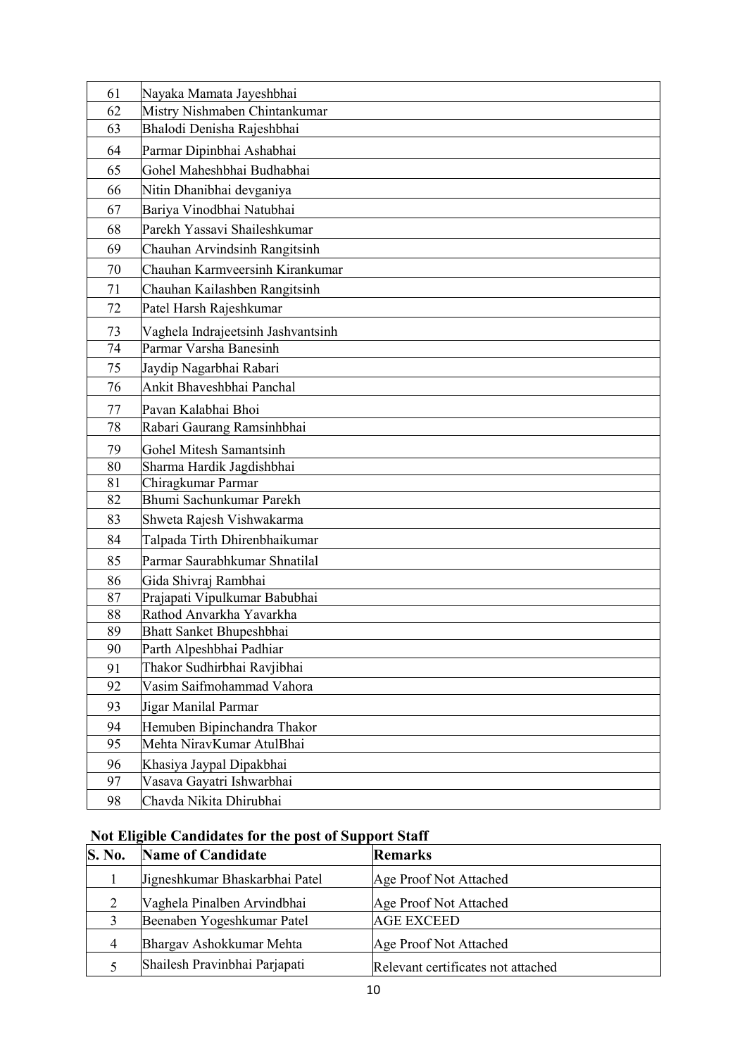| | |
|---|---|
| 61 | Nayaka Mamata Jayeshbhai |
| 62 | Mistry Nishmaben Chintankumar |
| 63 | Bhalodi Denisha Rajeshbhai |
| 64 | Parmar Dipinbhai Ashabhai |
| 65 | Gohel Maheshbhai Budhabhai |
| 66 | Nitin Dhanibhai devganiya |
| 67 | Bariya Vinodbhai Natubhai |
| 68 | Parekh Yassavi Shaileshkumar |
| 69 | Chauhan Arvindsinh Rangitsinh |
| 70 | Chauhan Karmveersinh Kirankumar |
| 71 | Chauhan Kailashben Rangitsinh |
| 72 | Patel Harsh Rajeshkumar |
| 73 | Vaghela Indrajeetsinh Jashvantsinh |
| 74 | Parmar Varsha Banesinh |
| 75 | Jaydip Nagarbhai Rabari |
| 76 | Ankit Bhaveshbhai Panchal |
| 77 | Pavan Kalabhai Bhoi |
| 78 | Rabari Gaurang Ramsinhbhai |
| 79 | Gohel Mitesh Samantsinh |
| 80 | Sharma Hardik Jagdishbhai |
| 81 | Chiragkumar Parmar |
| 82 | Bhumi Sachunkumar Parekh |
| 83 | Shweta Rajesh Vishwakarma |
| 84 | Talpada Tirth Dhirenbhaikumar |
| 85 | Parmar Saurabhkumar Shnatilal |
| 86 | Gida Shivraj Rambhai |
| 87 | Prajapati Vipulkumar Babubhai |
| 88 | Rathod Anvarkha Yavarkha |
| 89 | Bhatt Sanket Bhupeshbhai |
| 90 | Parth Alpeshbhai Padhiar |
| 91 | Thakor Sudhirbhai Ravjibhai |
| 92 | Vasim Saifmohammad Vahora |
| 93 | Jigar Manilal Parmar |
| 94 | Hemuben Bipinchandra Thakor |
| 95 | Mehta NiravKumar AtulBhai |
| 96 | Khasiya Jaypal Dipakbhai |
| 97 | Vasava Gayatri Ishwarbhai |
| 98 | Chavda Nikita Dhirubhai |

**Not Eligible Candidates for the post of Support Staff**

| S. No. | Name of Candidate | Remarks |
|---|---|---|
| 1 | Jigneshkumar Bhaskarbhai Patel | Age Proof Not Attached |
| 2 | Vaghela Pinalben Arvindbhai | Age Proof Not Attached |
| 3 | Beenaben Yogeshkumar Patel | AGE EXCEED |
| 4 | Bhargav Ashokkumar Mehta | Age Proof Not Attached |
| 5 | Shailesh Pravinbhai Parjapati | Relevant certificates not attached |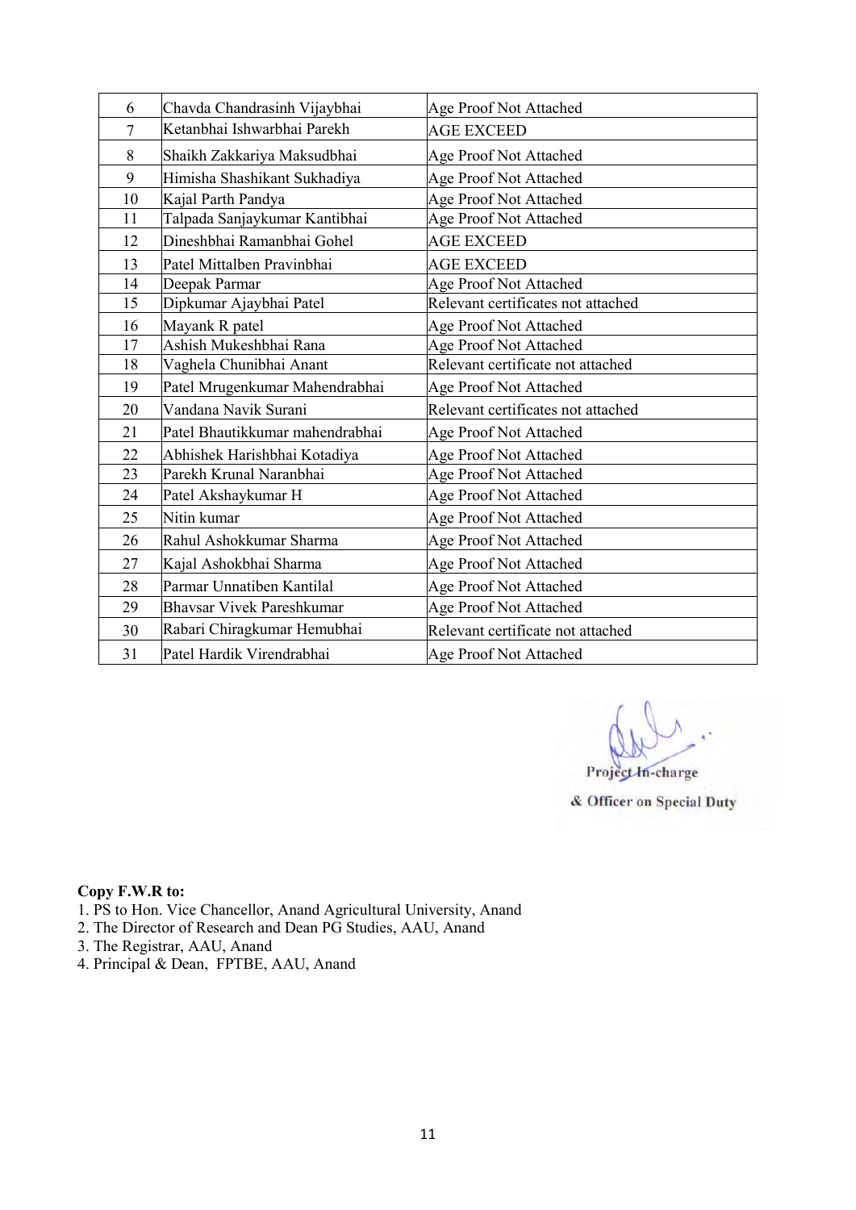| | | |
|---|---|---|
| 6 | Chavda Chandrasinh Vijaybhai | Age Proof Not Attached |
| 7 | Ketanbhai Ishwarbhai Parekh | AGE EXCEED |
| 8 | Shaikh Zakkariya Maksudbhai | Age Proof Not Attached |
| 9 | Himisha Shashikant Sukhadiya | Age Proof Not Attached |
| 10 | Kajal Parth Pandya | Age Proof Not Attached |
| 11 | Talpada Sanjaykumar Kantibhai | Age Proof Not Attached |
| 12 | Dineshbhai Ramanbhai Gohel | AGE EXCEED |
| 13 | Patel Mittalben Pravinbhai | AGE EXCEED |
| 14 | Deepak Parmar | Age Proof Not Attached |
| 15 | Dipkumar Ajaybhai Patel | Relevant certificates not attached |
| 16 | Mayank R patel | Age Proof Not Attached |
| 17 | Ashish Mukeshbhai Rana | Age Proof Not Attached |
| 18 | Vaghela Chunibhai Anant | Relevant certificate not attached |
| 19 | Patel Mrugenkumar Mahendrabhai | Age Proof Not Attached |
| 20 | Vandana Navik Surani | Relevant certificates not attached |
| 21 | Patel Bhautikkumar mahendrabhai | Age Proof Not Attached |
| 22 | Abhishek Harishbhai Kotadiya | Age Proof Not Attached |
| 23 | Parekh Krunal Naranbhai | Age Proof Not Attached |
| 24 | Patel Akshaykumar H | Age Proof Not Attached |
| 25 | Nitin kumar | Age Proof Not Attached |
| 26 | Rahul Ashokkumar Sharma | Age Proof Not Attached |
| 27 | Kajal Ashokbhai Sharma | Age Proof Not Attached |
| 28 | Parmar Unnatiben Kantilal | Age Proof Not Attached |
| 29 | Bhavsar Vivek Pareshkumar | Age Proof Not Attached |
| 30 | Rabari Chiragkumar Hemubhai | Relevant certificate not attached |
| 31 | Patel Hardik Virendrabhai | Age Proof Not Attached |

Project In-charge
& Officer on Special Duty

**Copy F.W.R to:**

1. PS to Hon. Vice Chancellor, Anand Agricultural University, Anand
2. The Director of Research and Dean PG Studies, AAU, Anand
3. The Registrar, AAU, Anand
4. Principal & Dean, FPTBE, AAU, Anand